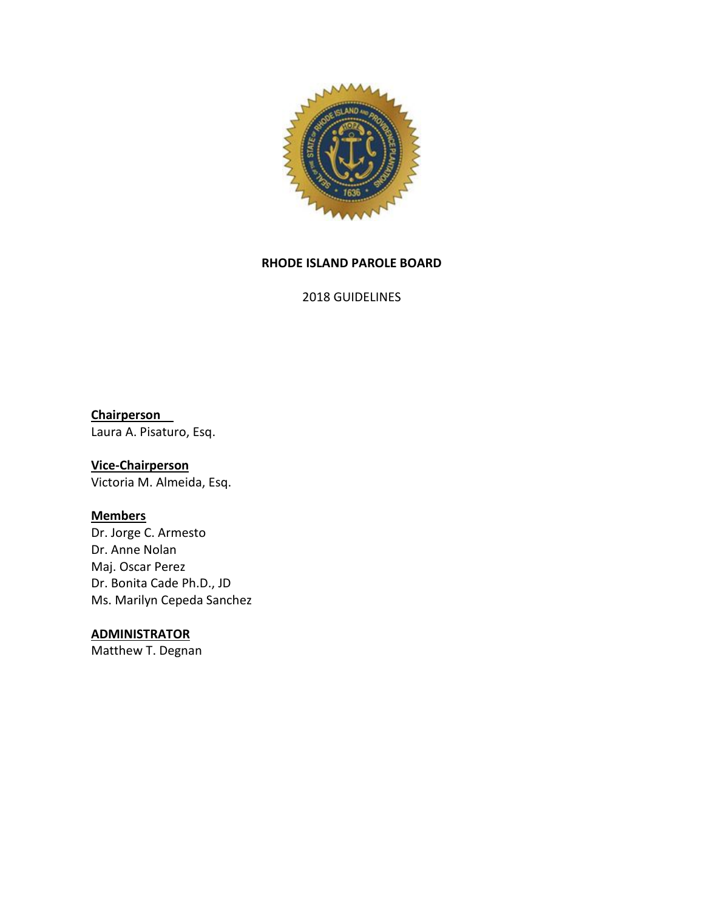# RHODE ISLAND PAROLE BOARD

2018 GUIDELINES

**Chairperson**
Laura A. Pisaturo, Esq.

**Vice-Chairperson**
Victoria M. Almeida, Esq.

**Members**
Dr. Jorge C. Armesto
Dr. Anne Nolan
Maj. Oscar Perez
Dr. Bonita Cade Ph.D., JD
Ms. Marilyn Cepeda Sanchez

**ADMINISTRATOR**
Matthew T. Degnan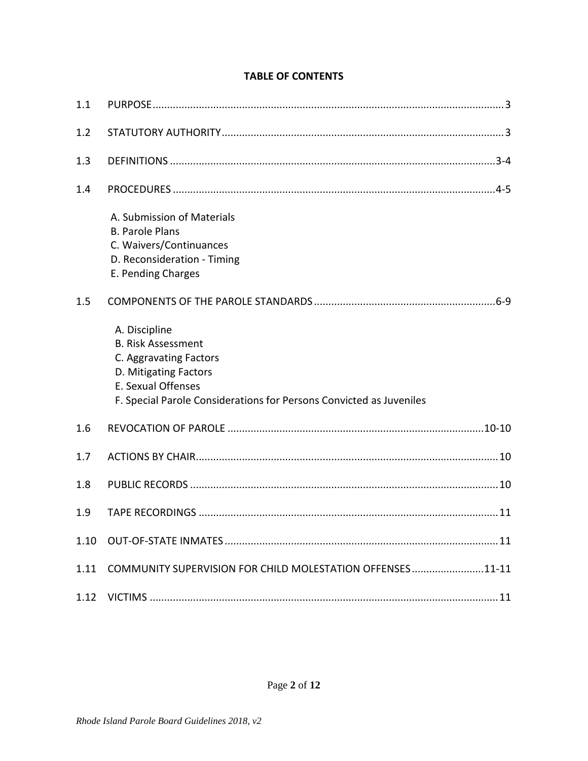## TABLE OF CONTENTS

| | | |
|---|---|---|
| 1.1 | PURPOSE | 3 |
| 1.2 | STATUTORY AUTHORITY | 3 |
| 1.3 | DEFINITIONS | 3-4 |
| 1.4 | PROCEDURES | 4-5 |
| | A. Submission of Materials<br>B. Parole Plans<br>C. Waivers/Continuances<br>D. Reconsideration - Timing<br>E. Pending Charges | |
| 1.5 | COMPONENTS OF THE PAROLE STANDARDS | 6-9 |
| | A. Discipline<br>B. Risk Assessment<br>C. Aggravating Factors<br>D. Mitigating Factors<br>E. Sexual Offenses<br>F. Special Parole Considerations for Persons Convicted as Juveniles | |
| 1.6 | REVOCATION OF PAROLE | 10-10 |
| 1.7 | ACTIONS BY CHAIR | 10 |
| 1.8 | PUBLIC RECORDS | 10 |
| 1.9 | TAPE RECORDINGS | 11 |
| 1.10 | OUT-OF-STATE INMATES | 11 |
| 1.11 | COMMUNITY SUPERVISION FOR CHILD MOLESTATION OFFENSES | 11-11 |
| 1.12 | VICTIMS | 11 |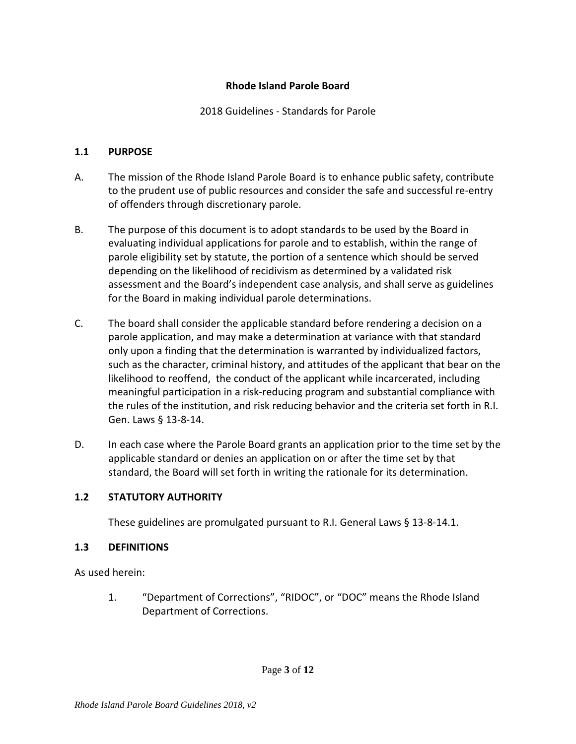**Rhode Island Parole Board**

2018 Guidelines - Standards for Parole

## 1.1 PURPOSE

A. The mission of the Rhode Island Parole Board is to enhance public safety, contribute to the prudent use of public resources and consider the safe and successful re-entry of offenders through discretionary parole.

B. The purpose of this document is to adopt standards to be used by the Board in evaluating individual applications for parole and to establish, within the range of parole eligibility set by statute, the portion of a sentence which should be served depending on the likelihood of recidivism as determined by a validated risk assessment and the Board's independent case analysis, and shall serve as guidelines for the Board in making individual parole determinations.

C. The board shall consider the applicable standard before rendering a decision on a parole application, and may make a determination at variance with that standard only upon a finding that the determination is warranted by individualized factors, such as the character, criminal history, and attitudes of the applicant that bear on the likelihood to reoffend, the conduct of the applicant while incarcerated, including meaningful participation in a risk-reducing program and substantial compliance with the rules of the institution, and risk reducing behavior and the criteria set forth in R.I. Gen. Laws § 13-8-14.

D. In each case where the Parole Board grants an application prior to the time set by the applicable standard or denies an application on or after the time set by that standard, the Board will set forth in writing the rationale for its determination.

## 1.2 STATUTORY AUTHORITY

These guidelines are promulgated pursuant to R.I. General Laws § 13-8-14.1.

## 1.3 DEFINITIONS

As used herein:

1. "Department of Corrections", "RIDOC", or "DOC" means the Rhode Island Department of Corrections.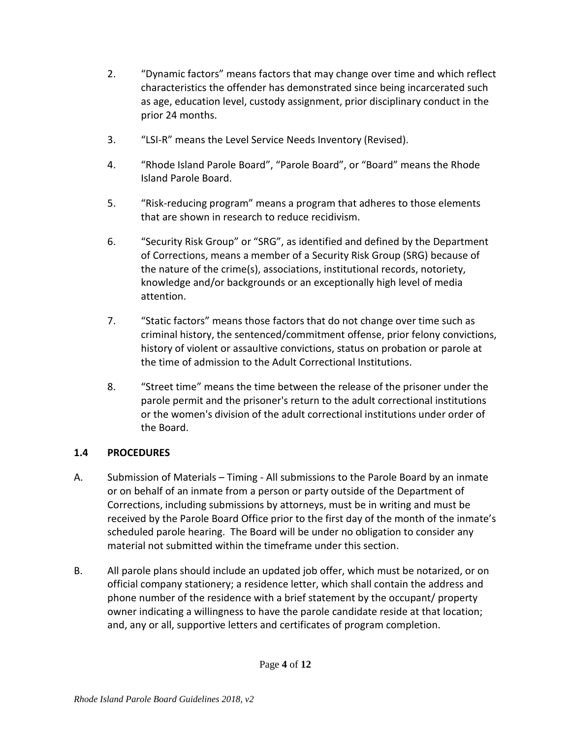2. “Dynamic factors” means factors that may change over time and which reflect characteristics the offender has demonstrated since being incarcerated such as age, education level, custody assignment, prior disciplinary conduct in the prior 24 months.

3. “LSI-R” means the Level Service Needs Inventory (Revised).

4. “Rhode Island Parole Board”, “Parole Board”, or “Board” means the Rhode Island Parole Board.

5. “Risk-reducing program” means a program that adheres to those elements that are shown in research to reduce recidivism.

6. “Security Risk Group” or “SRG”, as identified and defined by the Department of Corrections, means a member of a Security Risk Group (SRG) because of the nature of the crime(s), associations, institutional records, notoriety, knowledge and/or backgrounds or an exceptionally high level of media attention.

7. “Static factors” means those factors that do not change over time such as criminal history, the sentenced/commitment offense, prior felony convictions, history of violent or assaultive convictions, status on probation or parole at the time of admission to the Adult Correctional Institutions.

8. “Street time” means the time between the release of the prisoner under the parole permit and the prisoner's return to the adult correctional institutions or the women's division of the adult correctional institutions under order of the Board.

### 1.4 PROCEDURES

A. Submission of Materials – Timing - All submissions to the Parole Board by an inmate or on behalf of an inmate from a person or party outside of the Department of Corrections, including submissions by attorneys, must be in writing and must be received by the Parole Board Office prior to the first day of the month of the inmate’s scheduled parole hearing. The Board will be under no obligation to consider any material not submitted within the timeframe under this section.

B. All parole plans should include an updated job offer, which must be notarized, or on official company stationery; a residence letter, which shall contain the address and phone number of the residence with a brief statement by the occupant/ property owner indicating a willingness to have the parole candidate reside at that location; and, any or all, supportive letters and certificates of program completion.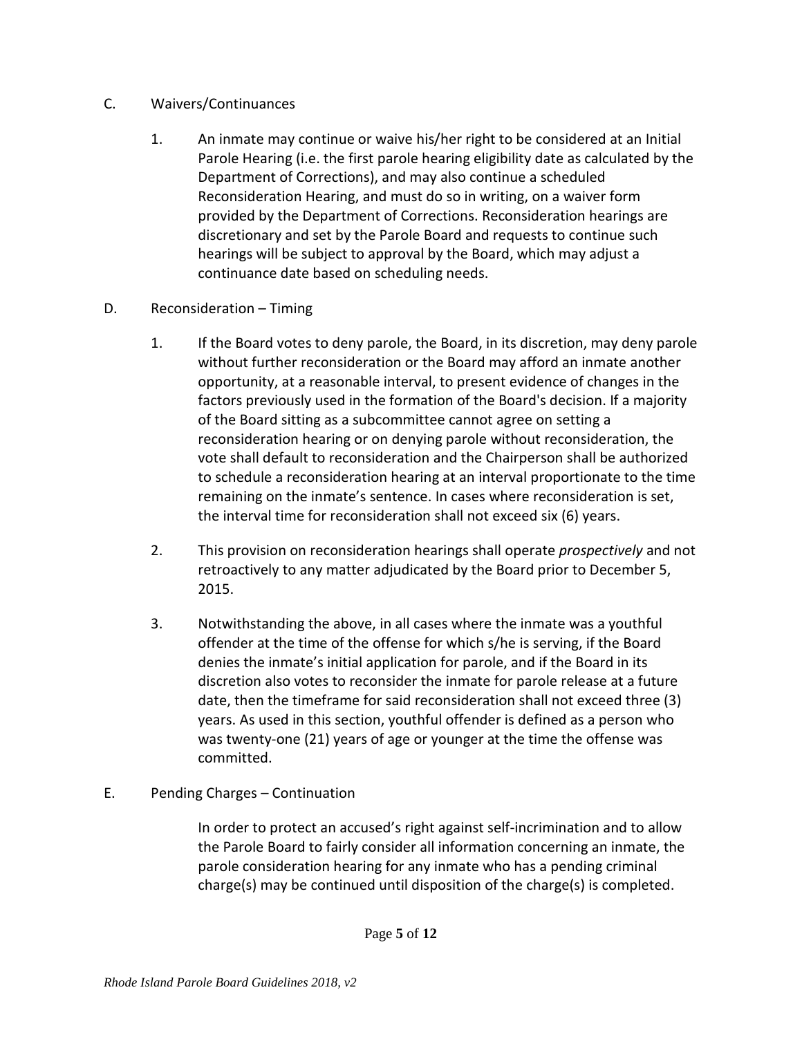C. Waivers/Continuances

1. An inmate may continue or waive his/her right to be considered at an Initial Parole Hearing (i.e. the first parole hearing eligibility date as calculated by the Department of Corrections), and may also continue a scheduled Reconsideration Hearing, and must do so in writing, on a waiver form provided by the Department of Corrections. Reconsideration hearings are discretionary and set by the Parole Board and requests to continue such hearings will be subject to approval by the Board, which may adjust a continuance date based on scheduling needs.

D. Reconsideration – Timing

1. If the Board votes to deny parole, the Board, in its discretion, may deny parole without further reconsideration or the Board may afford an inmate another opportunity, at a reasonable interval, to present evidence of changes in the factors previously used in the formation of the Board's decision. If a majority of the Board sitting as a subcommittee cannot agree on setting a reconsideration hearing or on denying parole without reconsideration, the vote shall default to reconsideration and the Chairperson shall be authorized to schedule a reconsideration hearing at an interval proportionate to the time remaining on the inmate's sentence. In cases where reconsideration is set, the interval time for reconsideration shall not exceed six (6) years.

2. This provision on reconsideration hearings shall operate *prospectively* and not retroactively to any matter adjudicated by the Board prior to December 5, 2015.

3. Notwithstanding the above, in all cases where the inmate was a youthful offender at the time of the offense for which s/he is serving, if the Board denies the inmate's initial application for parole, and if the Board in its discretion also votes to reconsider the inmate for parole release at a future date, then the timeframe for said reconsideration shall not exceed three (3) years. As used in this section, youthful offender is defined as a person who was twenty-one (21) years of age or younger at the time the offense was committed.

E. Pending Charges – Continuation

In order to protect an accused's right against self-incrimination and to allow the Parole Board to fairly consider all information concerning an inmate, the parole consideration hearing for any inmate who has a pending criminal charge(s) may be continued until disposition of the charge(s) is completed.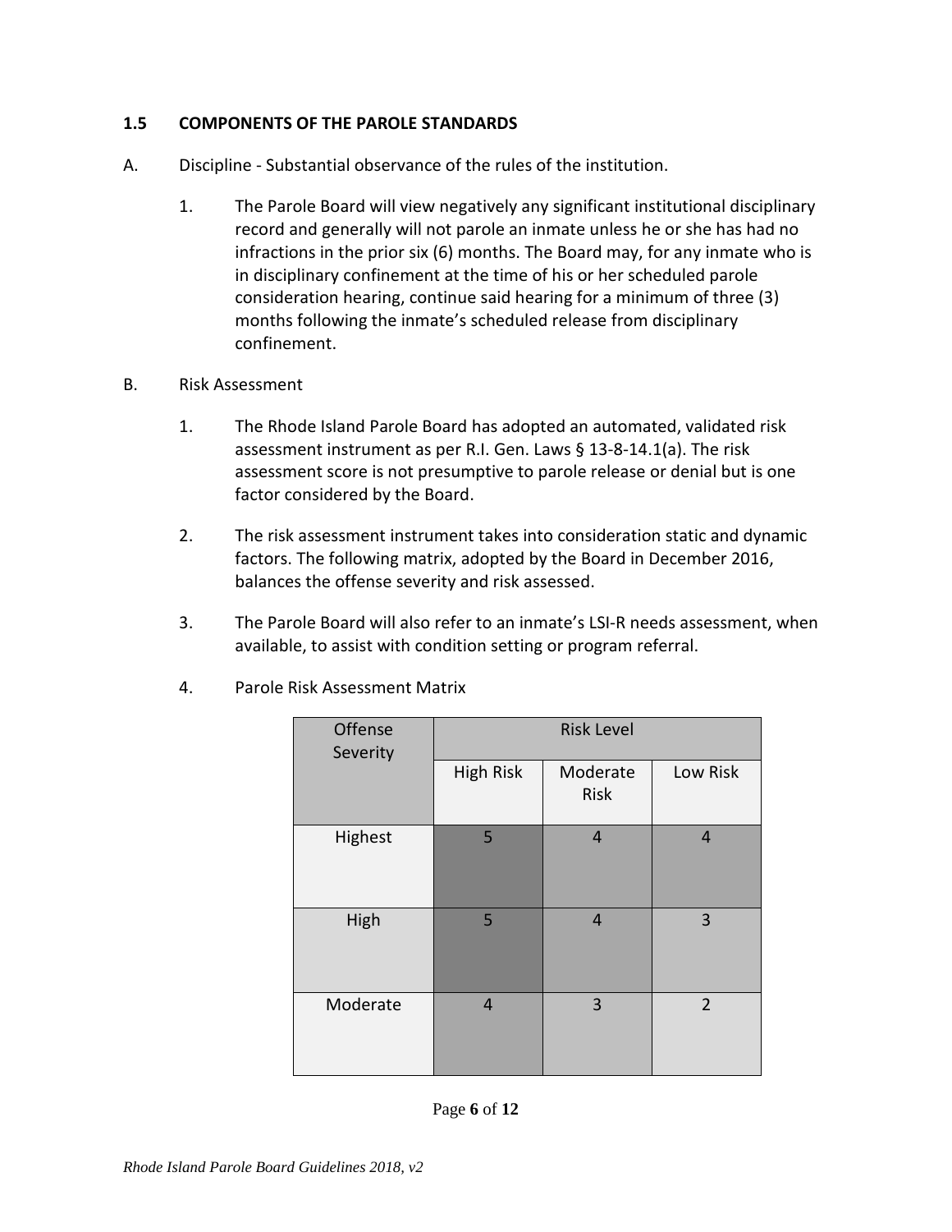### 1.5 COMPONENTS OF THE PAROLE STANDARDS

A. Discipline - Substantial observance of the rules of the institution.

1. The Parole Board will view negatively any significant institutional disciplinary record and generally will not parole an inmate unless he or she has had no infractions in the prior six (6) months. The Board may, for any inmate who is in disciplinary confinement at the time of his or her scheduled parole consideration hearing, continue said hearing for a minimum of three (3) months following the inmate's scheduled release from disciplinary confinement.

B. Risk Assessment

1. The Rhode Island Parole Board has adopted an automated, validated risk assessment instrument as per R.I. Gen. Laws § 13-8-14.1(a). The risk assessment score is not presumptive to parole release or denial but is one factor considered by the Board.

2. The risk assessment instrument takes into consideration static and dynamic factors. The following matrix, adopted by the Board in December 2016, balances the offense severity and risk assessed.

3. The Parole Board will also refer to an inmate's LSI-R needs assessment, when available, to assist with condition setting or program referral.

4. Parole Risk Assessment Matrix

| Offense Severity | Risk Level | | |
|---|---|---|---|
| | High Risk | Moderate Risk | Low Risk |
| Highest | 5 | 4 | 4 |
| High | 5 | 4 | 3 |
| Moderate | 4 | 3 | 2 |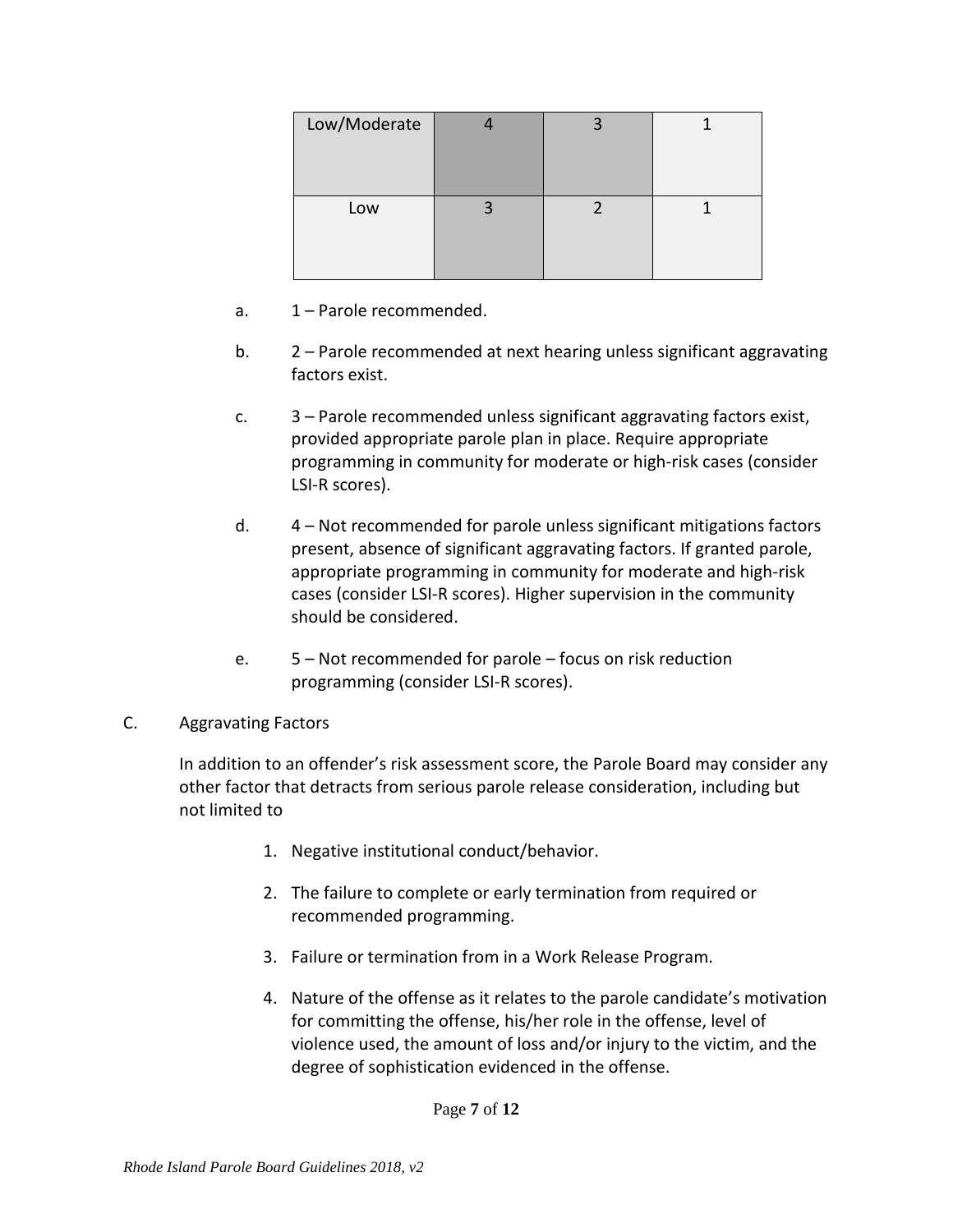| Low/Moderate | 4 | 3 | 1 |
|---|---|---|---|
| Low | 3 | 2 | 1 |

a. 1 – Parole recommended.

b. 2 – Parole recommended at next hearing unless significant aggravating factors exist.

c. 3 – Parole recommended unless significant aggravating factors exist, provided appropriate parole plan in place. Require appropriate programming in community for moderate or high-risk cases (consider LSI-R scores).

d. 4 – Not recommended for parole unless significant mitigations factors present, absence of significant aggravating factors. If granted parole, appropriate programming in community for moderate and high-risk cases (consider LSI-R scores). Higher supervision in the community should be considered.

e. 5 – Not recommended for parole – focus on risk reduction programming (consider LSI-R scores).

C. Aggravating Factors

In addition to an offender's risk assessment score, the Parole Board may consider any other factor that detracts from serious parole release consideration, including but not limited to

1. Negative institutional conduct/behavior.
2. The failure to complete or early termination from required or recommended programming.
3. Failure or termination from in a Work Release Program.
4. Nature of the offense as it relates to the parole candidate's motivation for committing the offense, his/her role in the offense, level of violence used, the amount of loss and/or injury to the victim, and the degree of sophistication evidenced in the offense.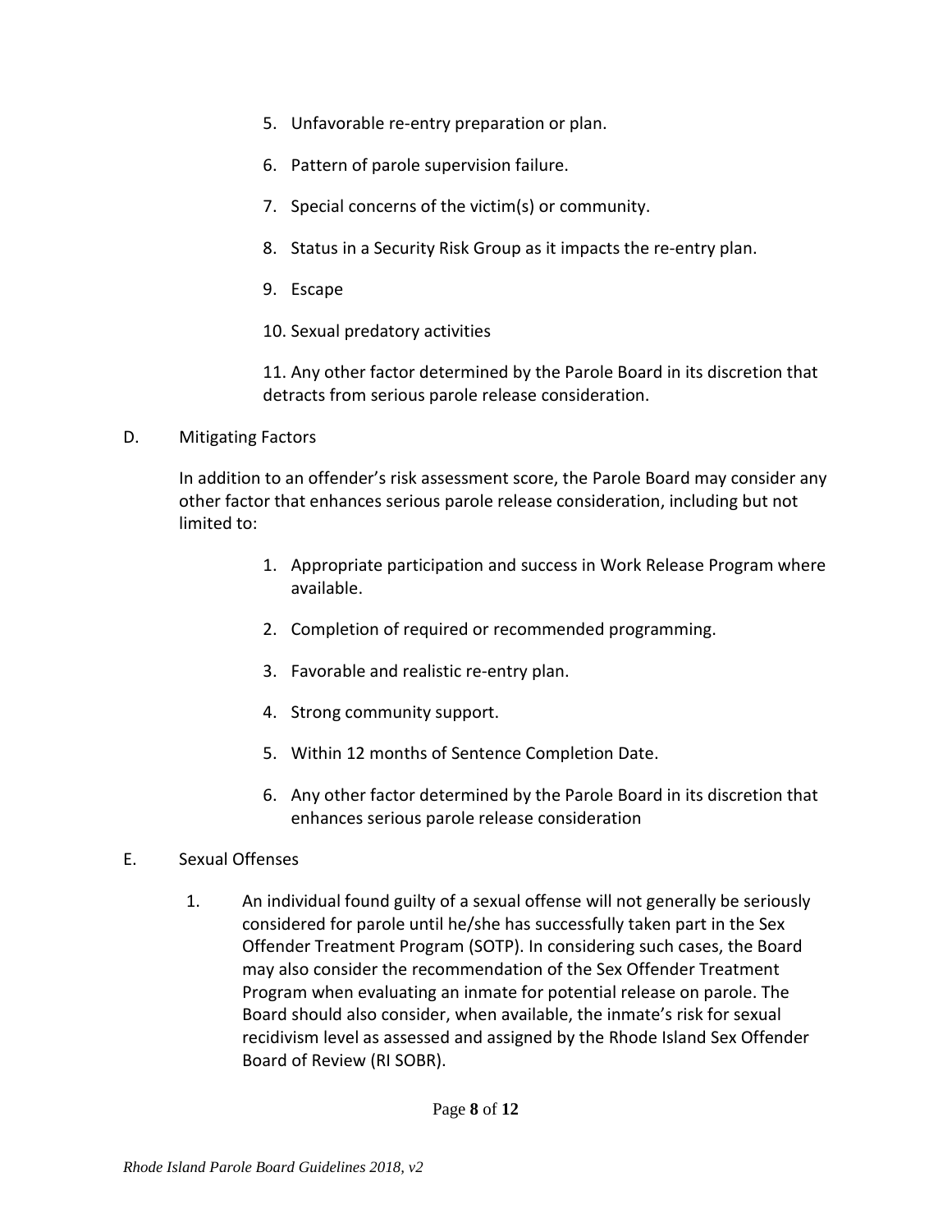5. Unfavorable re-entry preparation or plan.

6. Pattern of parole supervision failure.

7. Special concerns of the victim(s) or community.

8. Status in a Security Risk Group as it impacts the re-entry plan.

9. Escape

10. Sexual predatory activities

11. Any other factor determined by the Parole Board in its discretion that detracts from serious parole release consideration.

D. Mitigating Factors

In addition to an offender's risk assessment score, the Parole Board may consider any other factor that enhances serious parole release consideration, including but not limited to:

1. Appropriate participation and success in Work Release Program where available.

2. Completion of required or recommended programming.

3. Favorable and realistic re-entry plan.

4. Strong community support.

5. Within 12 months of Sentence Completion Date.

6. Any other factor determined by the Parole Board in its discretion that enhances serious parole release consideration

E. Sexual Offenses

1. An individual found guilty of a sexual offense will not generally be seriously considered for parole until he/she has successfully taken part in the Sex Offender Treatment Program (SOTP). In considering such cases, the Board may also consider the recommendation of the Sex Offender Treatment Program when evaluating an inmate for potential release on parole. The Board should also consider, when available, the inmate's risk for sexual recidivism level as assessed and assigned by the Rhode Island Sex Offender Board of Review (RI SOBR).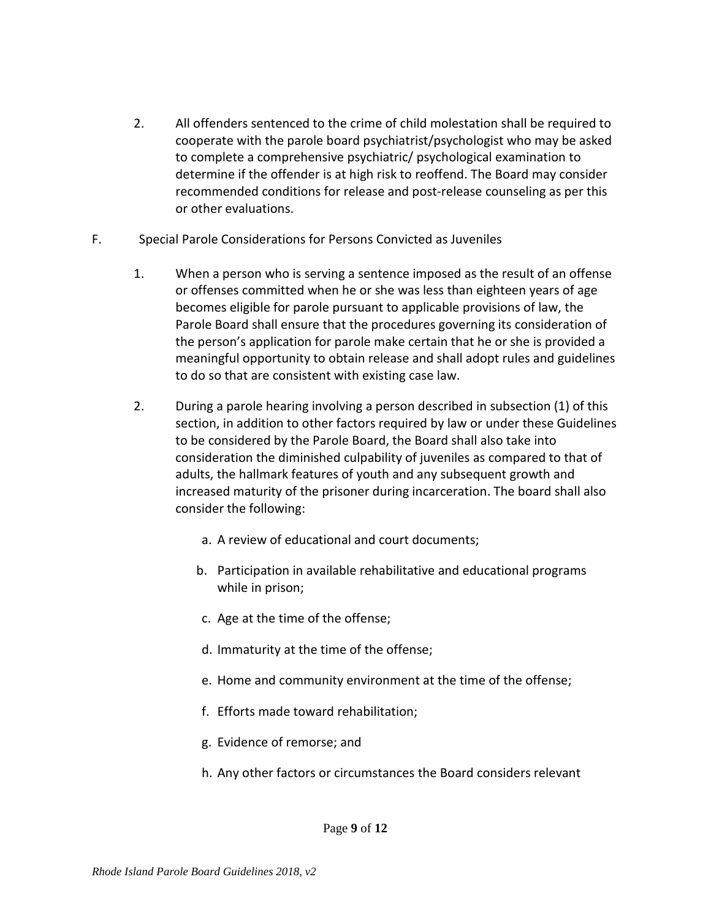2. All offenders sentenced to the crime of child molestation shall be required to cooperate with the parole board psychiatrist/psychologist who may be asked to complete a comprehensive psychiatric/ psychological examination to determine if the offender is at high risk to reoffend. The Board may consider recommended conditions for release and post-release counseling as per this or other evaluations.

F. Special Parole Considerations for Persons Convicted as Juveniles

1. When a person who is serving a sentence imposed as the result of an offense or offenses committed when he or she was less than eighteen years of age becomes eligible for parole pursuant to applicable provisions of law, the Parole Board shall ensure that the procedures governing its consideration of the person's application for parole make certain that he or she is provided a meaningful opportunity to obtain release and shall adopt rules and guidelines to do so that are consistent with existing case law.

2. During a parole hearing involving a person described in subsection (1) of this section, in addition to other factors required by law or under these Guidelines to be considered by the Parole Board, the Board shall also take into consideration the diminished culpability of juveniles as compared to that of adults, the hallmark features of youth and any subsequent growth and increased maturity of the prisoner during incarceration. The board shall also consider the following:

   a. A review of educational and court documents;

   b. Participation in available rehabilitative and educational programs while in prison;

   c. Age at the time of the offense;

   d. Immaturity at the time of the offense;

   e. Home and community environment at the time of the offense;

   f. Efforts made toward rehabilitation;

   g. Evidence of remorse; and

   h. Any other factors or circumstances the Board considers relevant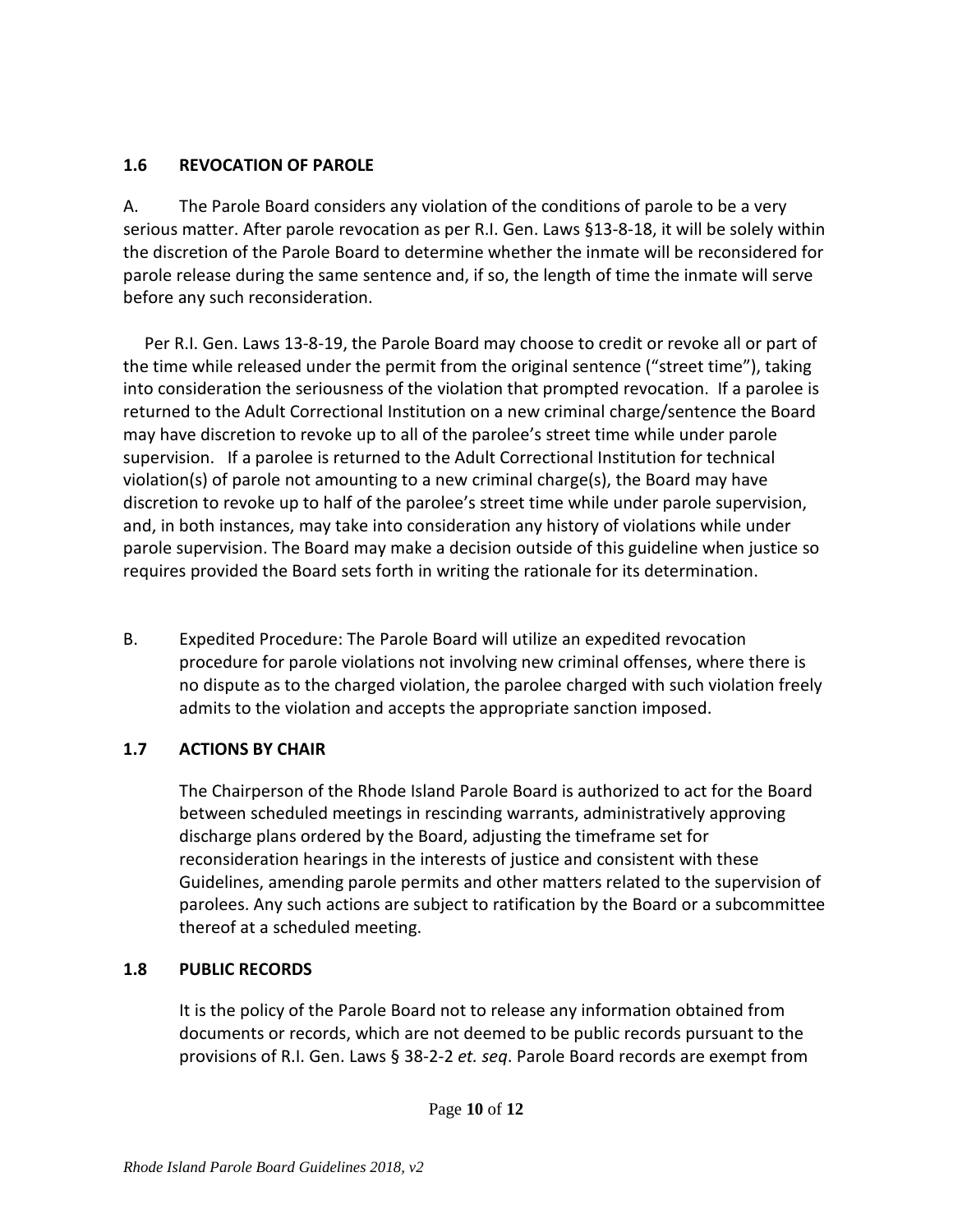## 1.6 REVOCATION OF PAROLE

A. The Parole Board considers any violation of the conditions of parole to be a very serious matter. After parole revocation as per R.I. Gen. Laws §13-8-18, it will be solely within the discretion of the Parole Board to determine whether the inmate will be reconsidered for parole release during the same sentence and, if so, the length of time the inmate will serve before any such reconsideration.

Per R.I. Gen. Laws 13-8-19, the Parole Board may choose to credit or revoke all or part of the time while released under the permit from the original sentence ("street time"), taking into consideration the seriousness of the violation that prompted revocation. If a parolee is returned to the Adult Correctional Institution on a new criminal charge/sentence the Board may have discretion to revoke up to all of the parolee's street time while under parole supervision. If a parolee is returned to the Adult Correctional Institution for technical violation(s) of parole not amounting to a new criminal charge(s), the Board may have discretion to revoke up to half of the parolee's street time while under parole supervision, and, in both instances, may take into consideration any history of violations while under parole supervision. The Board may make a decision outside of this guideline when justice so requires provided the Board sets forth in writing the rationale for its determination.

B. Expedited Procedure: The Parole Board will utilize an expedited revocation procedure for parole violations not involving new criminal offenses, where there is no dispute as to the charged violation, the parolee charged with such violation freely admits to the violation and accepts the appropriate sanction imposed.

## 1.7 ACTIONS BY CHAIR

The Chairperson of the Rhode Island Parole Board is authorized to act for the Board between scheduled meetings in rescinding warrants, administratively approving discharge plans ordered by the Board, adjusting the timeframe set for reconsideration hearings in the interests of justice and consistent with these Guidelines, amending parole permits and other matters related to the supervision of parolees. Any such actions are subject to ratification by the Board or a subcommittee thereof at a scheduled meeting.

## 1.8 PUBLIC RECORDS

It is the policy of the Parole Board not to release any information obtained from documents or records, which are not deemed to be public records pursuant to the provisions of R.I. Gen. Laws § 38-2-2 *et. seq*. Parole Board records are exempt from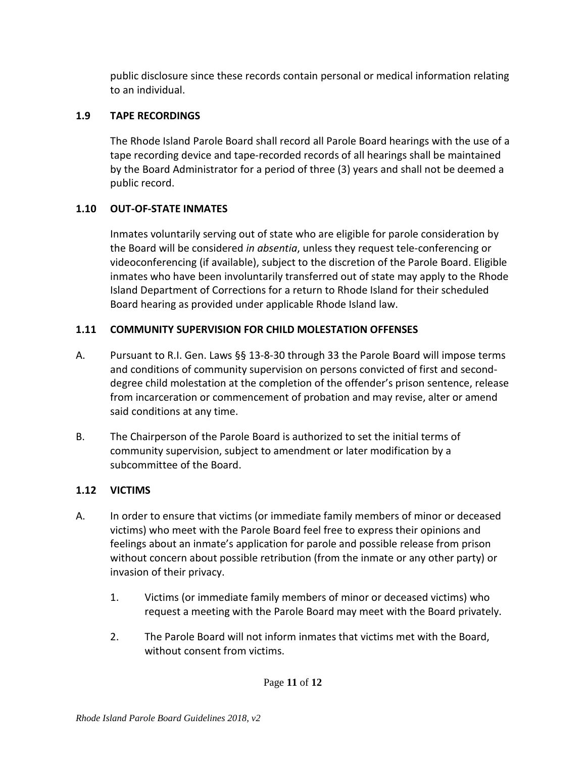public disclosure since these records contain personal or medical information relating to an individual.

### 1.9 TAPE RECORDINGS

The Rhode Island Parole Board shall record all Parole Board hearings with the use of a tape recording device and tape-recorded records of all hearings shall be maintained by the Board Administrator for a period of three (3) years and shall not be deemed a public record.

### 1.10 OUT-OF-STATE INMATES

Inmates voluntarily serving out of state who are eligible for parole consideration by the Board will be considered *in absentia*, unless they request tele-conferencing or videoconferencing (if available), subject to the discretion of the Parole Board. Eligible inmates who have been involuntarily transferred out of state may apply to the Rhode Island Department of Corrections for a return to Rhode Island for their scheduled Board hearing as provided under applicable Rhode Island law.

### 1.11 COMMUNITY SUPERVISION FOR CHILD MOLESTATION OFFENSES

A. Pursuant to R.I. Gen. Laws §§ 13-8-30 through 33 the Parole Board will impose terms and conditions of community supervision on persons convicted of first and second-degree child molestation at the completion of the offender's prison sentence, release from incarceration or commencement of probation and may revise, alter or amend said conditions at any time.

B. The Chairperson of the Parole Board is authorized to set the initial terms of community supervision, subject to amendment or later modification by a subcommittee of the Board.

### 1.12 VICTIMS

A. In order to ensure that victims (or immediate family members of minor or deceased victims) who meet with the Parole Board feel free to express their opinions and feelings about an inmate's application for parole and possible release from prison without concern about possible retribution (from the inmate or any other party) or invasion of their privacy.

   1. Victims (or immediate family members of minor or deceased victims) who request a meeting with the Parole Board may meet with the Board privately.

   2. The Parole Board will not inform inmates that victims met with the Board, without consent from victims.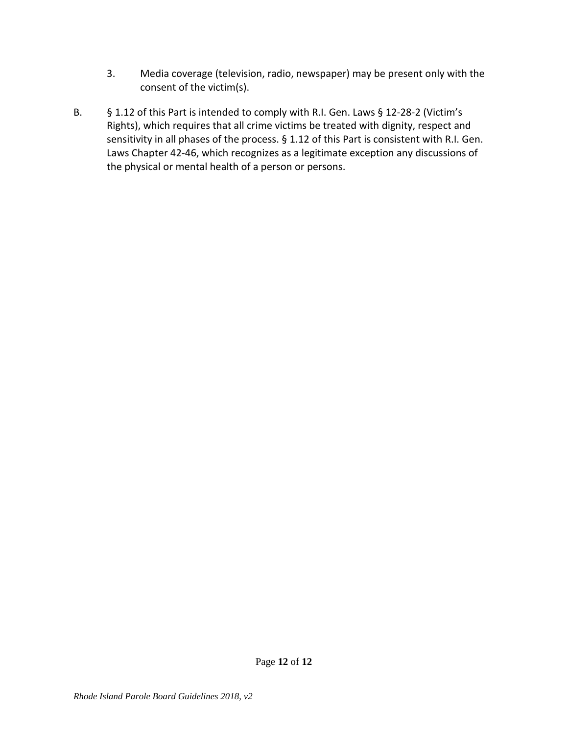3. Media coverage (television, radio, newspaper) may be present only with the consent of the victim(s).

B. § 1.12 of this Part is intended to comply with R.I. Gen. Laws § 12-28-2 (Victim's Rights), which requires that all crime victims be treated with dignity, respect and sensitivity in all phases of the process. § 1.12 of this Part is consistent with R.I. Gen. Laws Chapter 42-46, which recognizes as a legitimate exception any discussions of the physical or mental health of a person or persons.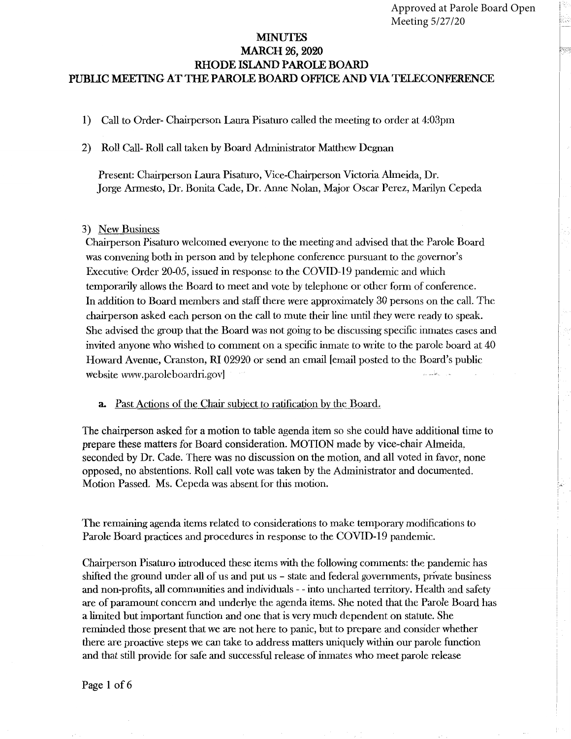Approved at Parole Board Open Meeting 5/27/20

# MINUTES
## MARCH 26, 2020
## RHODE ISLAND PAROLE BOARD
## PUBLIC MEETING AT THE PAROLE BOARD OFFICE AND VIA TELECONFERENCE

1) Call to Order- Chairperson Laura Pisaturo called the meeting to order at 4:03pm

2) Roll Call- Roll call taken by Board Administrator Matthew Degnan

   Present: Chairperson Laura Pisaturo, Vice-Chairperson Victoria Almeida, Dr. Jorge Armesto, Dr. Bonita Cade, Dr. Anne Nolan, Major Oscar Perez, Marilyn Cepeda

3) New Business

Chairperson Pisaturo welcomed everyone to the meeting and advised that the Parole Board was convening both in person and by telephone conference pursuant to the governor's Executive Order 20-05, issued in response to the COVID-19 pandemic and which temporarily allows the Board to meet and vote by telephone or other form of conference. In addition to Board members and staff there were approximately 30 persons on the call. The chairperson asked each person on the call to mute their line until they were ready to speak. She advised the group that the Board was not going to be discussing specific inmates cases and invited anyone who wished to comment on a specific inmate to write to the parole board at 40 Howard Avenue, Cranston, RI 02920 or send an email [email posted to the Board's public website www.paroleboardri.gov]

   a. Past Actions of the Chair subject to ratification by the Board.

The chairperson asked for a motion to table agenda item so she could have additional time to prepare these matters for Board consideration. MOTION made by vice-chair Almeida, seconded by Dr. Cade. There was no discussion on the motion, and all voted in favor, none opposed, no abstentions. Roll call vote was taken by the Administrator and documented. Motion Passed. Ms. Cepeda was absent for this motion.

The remaining agenda items related to considerations to make temporary modifications to Parole Board practices and procedures in response to the COVID-19 pandemic.

Chairperson Pisaturo introduced these items with the following comments: the pandemic has shifted the ground under all of us and put us – state and federal governments, private business and non-profits, all communities and individuals - - into uncharted territory. Health and safety are of paramount concern and underlye the agenda items. She noted that the Parole Board has a limited but important function and one that is very much dependent on statute. She reminded those present that we are not here to panic, but to prepare and consider whether there are proactive steps we can take to address matters uniquely within our parole function and that still provide for safe and successful release of inmates who meet parole release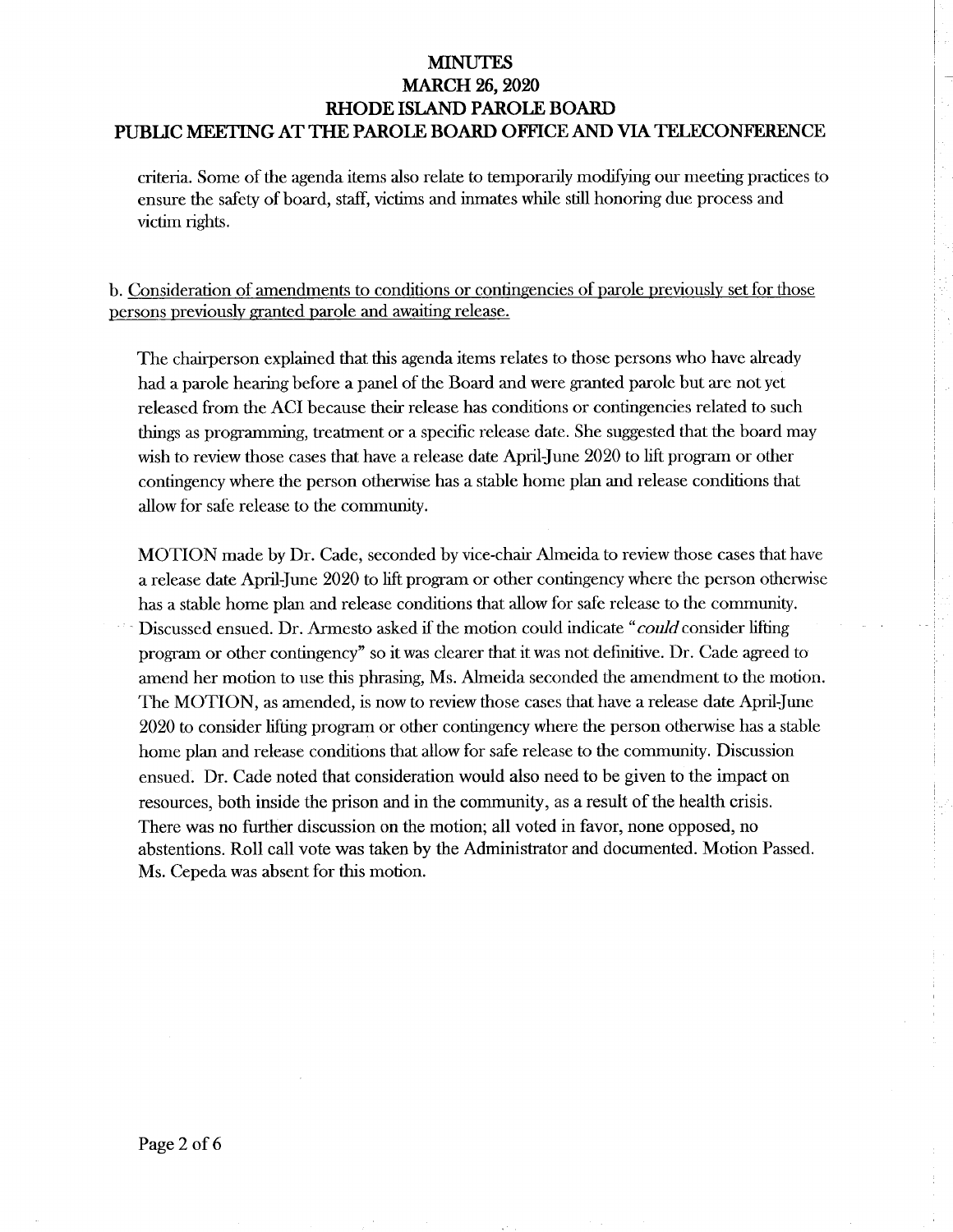criteria. Some of the agenda items also relate to temporarily modifying our meeting practices to ensure the safety of board, staff, victims and inmates while still honoring due process and victim rights.

b. Consideration of amendments to conditions or contingencies of parole previously set for those persons previously granted parole and awaiting release.

The chairperson explained that this agenda items relates to those persons who have already had a parole hearing before a panel of the Board and were granted parole but are not yet released from the ACI because their release has conditions or contingencies related to such things as programming, treatment or a specific release date. She suggested that the board may wish to review those cases that have a release date April-June 2020 to lift program or other contingency where the person otherwise has a stable home plan and release conditions that allow for safe release to the community.

MOTION made by Dr. Cade, seconded by vice-chair Almeida to review those cases that have a release date April-June 2020 to lift program or other contingency where the person otherwise has a stable home plan and release conditions that allow for safe release to the community. Discussed ensued. Dr. Armesto asked if the motion could indicate "*could* consider lifting program or other contingency" so it was clearer that it was not definitive. Dr. Cade agreed to amend her motion to use this phrasing, Ms. Almeida seconded the amendment to the motion. The MOTION, as amended, is now to review those cases that have a release date April-June 2020 to consider lifting program or other contingency where the person otherwise has a stable home plan and release conditions that allow for safe release to the community. Discussion ensued. Dr. Cade noted that consideration would also need to be given to the impact on resources, both inside the prison and in the community, as a result of the health crisis. There was no further discussion on the motion; all voted in favor, none opposed, no abstentions. Roll call vote was taken by the Administrator and documented. Motion Passed. Ms. Cepeda was absent for this motion.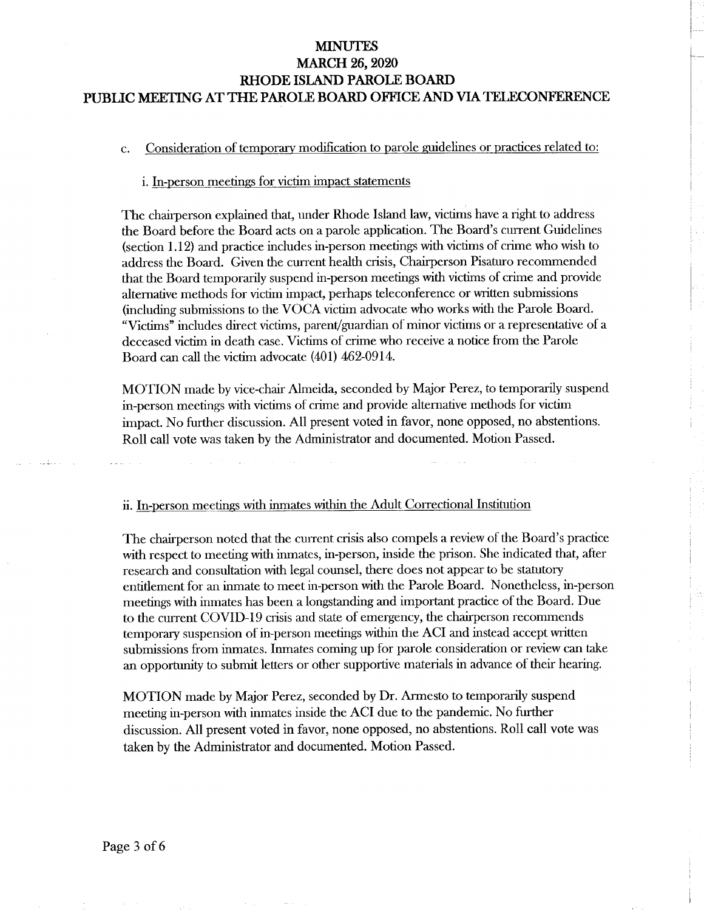# MINUTES
# MARCH 26, 2020
# RHODE ISLAND PAROLE BOARD
# PUBLIC MEETING AT THE PAROLE BOARD OFFICE AND VIA TELECONFERENCE

c. Consideration of temporary modification to parole guidelines or practices related to:

i. In-person meetings for victim impact statements

The chairperson explained that, under Rhode Island law, victims have a right to address the Board before the Board acts on a parole application. The Board's current Guidelines (section 1.12) and practice includes in-person meetings with victims of crime who wish to address the Board. Given the current health crisis, Chairperson Pisaturo recommended that the Board temporarily suspend in-person meetings with victims of crime and provide alternative methods for victim impact, perhaps teleconference or written submissions (including submissions to the VOCA victim advocate who works with the Parole Board. "Victims" includes direct victims, parent/guardian of minor victims or a representative of a deceased victim in death case. Victims of crime who receive a notice from the Parole Board can call the victim advocate (401) 462-0914.

MOTION made by vice-chair Almeida, seconded by Major Perez, to temporarily suspend in-person meetings with victims of crime and provide alternative methods for victim impact. No further discussion. All present voted in favor, none opposed, no abstentions. Roll call vote was taken by the Administrator and documented. Motion Passed.

ii. In-person meetings with inmates within the Adult Correctional Institution

The chairperson noted that the current crisis also compels a review of the Board's practice with respect to meeting with inmates, in-person, inside the prison. She indicated that, after research and consultation with legal counsel, there does not appear to be statutory entitlement for an inmate to meet in-person with the Parole Board. Nonetheless, in-person meetings with inmates has been a longstanding and important practice of the Board. Due to the current COVID-19 crisis and state of emergency, the chairperson recommends temporary suspension of in-person meetings within the ACI and instead accept written submissions from inmates. Inmates coming up for parole consideration or review can take an opportunity to submit letters or other supportive materials in advance of their hearing.

MOTION made by Major Perez, seconded by Dr. Armesto to temporarily suspend meeting in-person with inmates inside the ACI due to the pandemic. No further discussion. All present voted in favor, none opposed, no abstentions. Roll call vote was taken by the Administrator and documented. Motion Passed.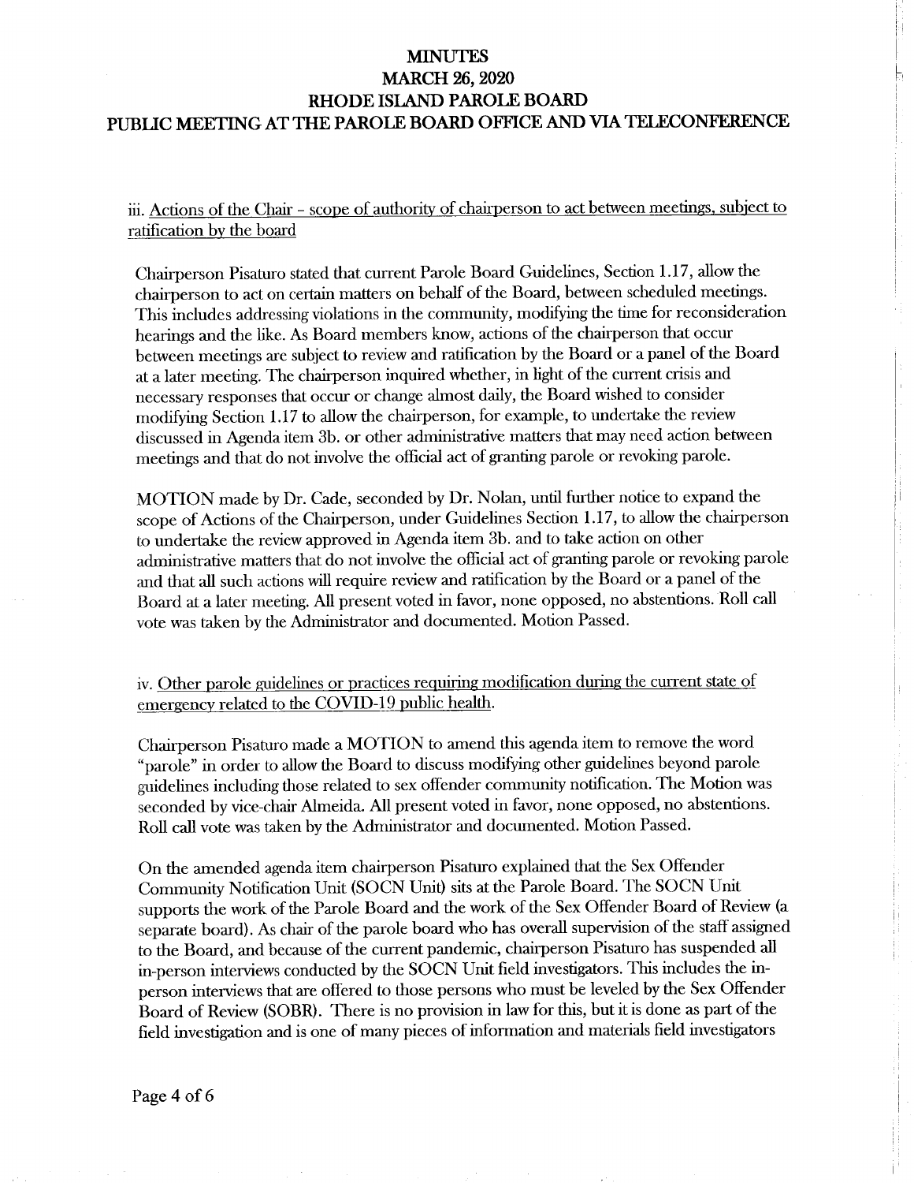# MINUTES
# MARCH 26, 2020
# RHODE ISLAND PAROLE BOARD
# PUBLIC MEETING AT THE PAROLE BOARD OFFICE AND VIA TELECONFERENCE

iii. <u>Actions of the Chair - scope of authority of chairperson to act between meetings, subject to ratification by the board</u>

Chairperson Pisaturo stated that current Parole Board Guidelines, Section 1.17, allow the chairperson to act on certain matters on behalf of the Board, between scheduled meetings. This includes addressing violations in the community, modifying the time for reconsideration hearings and the like. As Board members know, actions of the chairperson that occur between meetings are subject to review and ratification by the Board or a panel of the Board at a later meeting. The chairperson inquired whether, in light of the current crisis and necessary responses that occur or change almost daily, the Board wished to consider modifying Section 1.17 to allow the chairperson, for example, to undertake the review discussed in Agenda item 3b. or other administrative matters that may need action between meetings and that do not involve the official act of granting parole or revoking parole.

MOTION made by Dr. Cade, seconded by Dr. Nolan, until further notice to expand the scope of Actions of the Chairperson, under Guidelines Section 1.17, to allow the chairperson to undertake the review approved in Agenda item 3b. and to take action on other administrative matters that do not involve the official act of granting parole or revoking parole and that all such actions will require review and ratification by the Board or a panel of the Board at a later meeting. All present voted in favor, none opposed, no abstentions. Roll call vote was taken by the Administrator and documented. Motion Passed.

iv. <u>Other parole guidelines or practices requiring modification during the current state of emergency related to the COVID-19 public health.</u>

Chairperson Pisaturo made a MOTION to amend this agenda item to remove the word "parole" in order to allow the Board to discuss modifying other guidelines beyond parole guidelines including those related to sex offender community notification. The Motion was seconded by vice-chair Almeida. All present voted in favor, none opposed, no abstentions. Roll call vote was taken by the Administrator and documented. Motion Passed.

On the amended agenda item chairperson Pisaturo explained that the Sex Offender Community Notification Unit (SOCN Unit) sits at the Parole Board. The SOCN Unit supports the work of the Parole Board and the work of the Sex Offender Board of Review (a separate board). As chair of the parole board who has overall supervision of the staff assigned to the Board, and because of the current pandemic, chairperson Pisaturo has suspended all in-person interviews conducted by the SOCN Unit field investigators. This includes the in-person interviews that are offered to those persons who must be leveled by the Sex Offender Board of Review (SOBR). There is no provision in law for this, but it is done as part of the field investigation and is one of many pieces of information and materials field investigators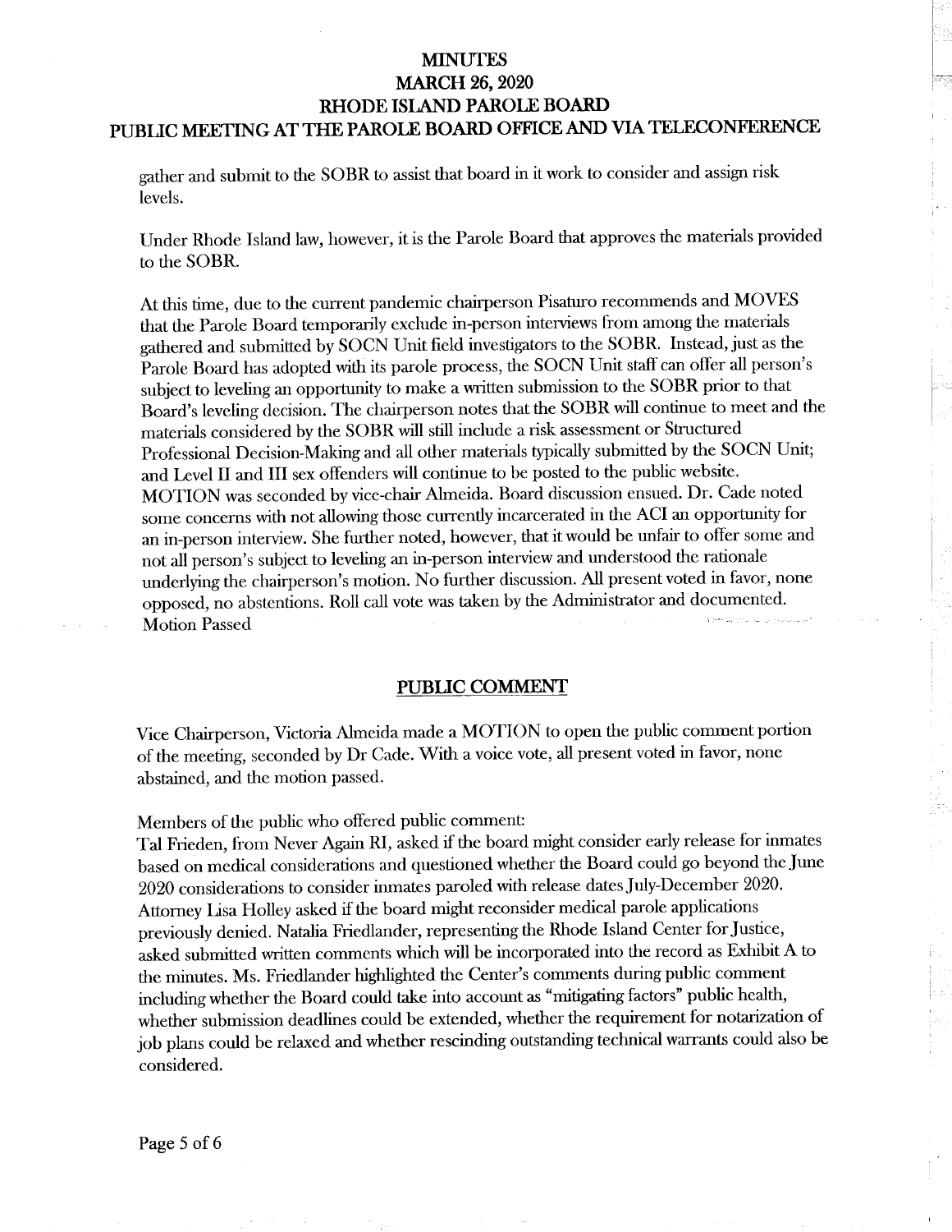gather and submit to the SOBR to assist that board in it work to consider and assign risk levels.

Under Rhode Island law, however, it is the Parole Board that approves the materials provided to the SOBR.

At this time, due to the current pandemic chairperson Pisaturo recommends and MOVES that the Parole Board temporarily exclude in-person interviews from among the materials gathered and submitted by SOCN Unit field investigators to the SOBR. Instead, just as the Parole Board has adopted with its parole process, the SOCN Unit staff can offer all person's subject to leveling an opportunity to make a written submission to the SOBR prior to that Board's leveling decision. The chairperson notes that the SOBR will continue to meet and the materials considered by the SOBR will still include a risk assessment or Structured Professional Decision-Making and all other materials typically submitted by the SOCN Unit; and Level II and III sex offenders will continue to be posted to the public website. MOTION was seconded by vice-chair Almeida. Board discussion ensued. Dr. Cade noted some concerns with not allowing those currently incarcerated in the ACI an opportunity for an in-person interview. She further noted, however, that it would be unfair to offer some and not all person's subject to leveling an in-person interview and understood the rationale underlying the chairperson's motion. No further discussion. All present voted in favor, none opposed, no abstentions. Roll call vote was taken by the Administrator and documented. Motion Passed

## PUBLIC COMMENT

Vice Chairperson, Victoria Almeida made a MOTION to open the public comment portion of the meeting, seconded by Dr Cade. With a voice vote, all present voted in favor, none abstained, and the motion passed.

Members of the public who offered public comment:
Tal Frieden, from Never Again RI, asked if the board might consider early release for inmates based on medical considerations and questioned whether the Board could go beyond the June 2020 considerations to consider inmates paroled with release dates July-December 2020. Attorney Lisa Holley asked if the board might reconsider medical parole applications previously denied. Natalia Friedlander, representing the Rhode Island Center for Justice, asked submitted written comments which will be incorporated into the record as Exhibit A to the minutes. Ms. Friedlander highlighted the Center's comments during public comment including whether the Board could take into account as "mitigating factors" public health, whether submission deadlines could be extended, whether the requirement for notarization of job plans could be relaxed and whether rescinding outstanding technical warrants could also be considered.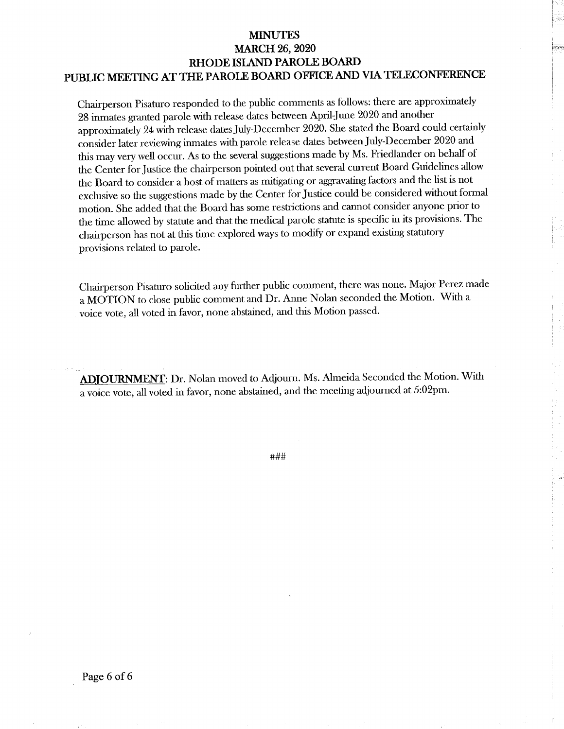# MINUTES
# MARCH 26, 2020
# RHODE ISLAND PAROLE BOARD
# PUBLIC MEETING AT THE PAROLE BOARD OFFICE AND VIA TELECONFERENCE

Chairperson Pisaturo responded to the public comments as follows: there are approximately 28 inmates granted parole with release dates between April-June 2020 and another approximately 24 with release dates July-December 2020. She stated the Board could certainly consider later reviewing inmates with parole release dates between July-December 2020 and this may very well occur. As to the several suggestions made by Ms. Friedlander on behalf of the Center for Justice the chairperson pointed out that several current Board Guidelines allow the Board to consider a host of matters as mitigating or aggravating factors and the list is not exclusive so the suggestions made by the Center for Justice could be considered without formal motion. She added that the Board has some restrictions and cannot consider anyone prior to the time allowed by statute and that the medical parole statute is specific in its provisions. The chairperson has not at this time explored ways to modify or expand existing statutory provisions related to parole.

Chairperson Pisaturo solicited any further public comment, there was none. Major Perez made a MOTION to close public comment and Dr. Anne Nolan seconded the Motion. With a voice vote, all voted in favor, none abstained, and this Motion passed.

**ADJOURNMENT**: Dr. Nolan moved to Adjourn. Ms. Almeida Seconded the Motion. With a voice vote, all voted in favor, none abstained, and the meeting adjourned at 5:02pm.

###